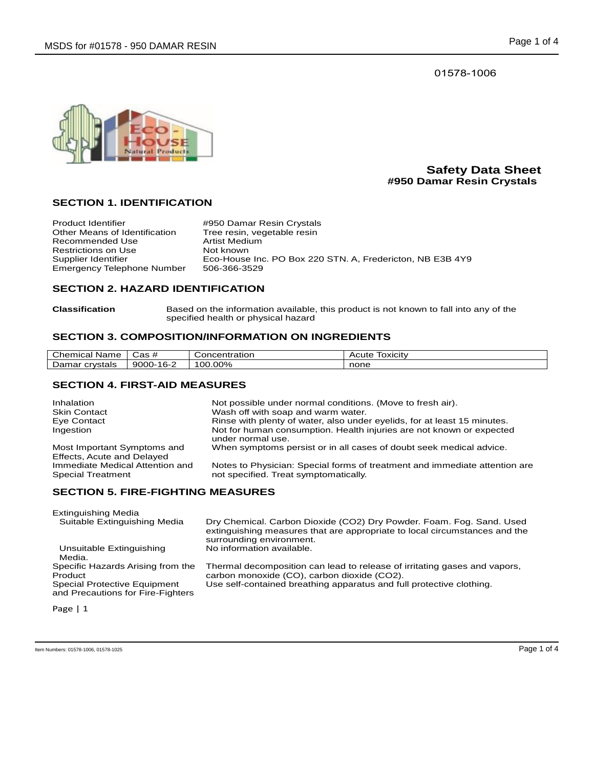01578-1006

# Safety Data Sheet
## #950 Damar Resin Crystals

## SECTION 1. IDENTIFICATION

| | |
|---|---|
| Product Identifier | #950 Damar Resin Crystals |
| Other Means of Identification | Tree resin, vegetable resin |
| Recommended Use | Artist Medium |
| Restrictions on Use | Not known |
| Supplier Identifier | Eco-House Inc. PO Box 220 STN. A, Fredericton, NB E3B 4Y9 |
| Emergency Telephone Number | 506-366-3529 |

## SECTION 2. HAZARD IDENTIFICATION

**Classification** Based on the information available, this product is not known to fall into any of the specified health or physical hazard

## SECTION 3. COMPOSITION/INFORMATION ON INGREDIENTS

| Chemical Name | Cas # | Concentration | Acute Toxicity |
|---|---|---|---|
| Damar crystals | 9000-16-2 | 100.00% | none |

## SECTION 4. FIRST-AID MEASURES

| | |
|---|---|
| Inhalation | Not possible under normal conditions. (Move to fresh air). |
| Skin Contact | Wash off with soap and warm water. |
| Eye Contact | Rinse with plenty of water, also under eyelids, for at least 15 minutes. |
| Ingestion | Not for human consumption. Health injuries are not known or expected under normal use. |
| Most Important Symptoms and Effects, Acute and Delayed | When symptoms persist or in all cases of doubt seek medical advice. |
| Immediate Medical Attention and Special Treatment | Notes to Physician: Special forms of treatment and immediate attention are not specified. Treat symptomatically. |

## SECTION 5. FIRE-FIGHTING MEASURES

| | |
|---|---|
| Extinguishing Media | |
| Suitable Extinguishing Media | Dry Chemical. Carbon Dioxide (CO2) Dry Powder. Foam. Fog. Sand. Used extinguishing measures that are appropriate to local circumstances and the surrounding environment. |
| Unsuitable Extinguishing Media. | No information available. |
| Specific Hazards Arising from the Product | Thermal decomposition can lead to release of irritating gases and vapors, carbon monoxide (CO), carbon dioxide (CO2). |
| Special Protective Equipment and Precautions for Fire-Fighters | Use self-contained breathing apparatus and full protective clothing. |

Item Numbers: 01578-1006, 01578-1025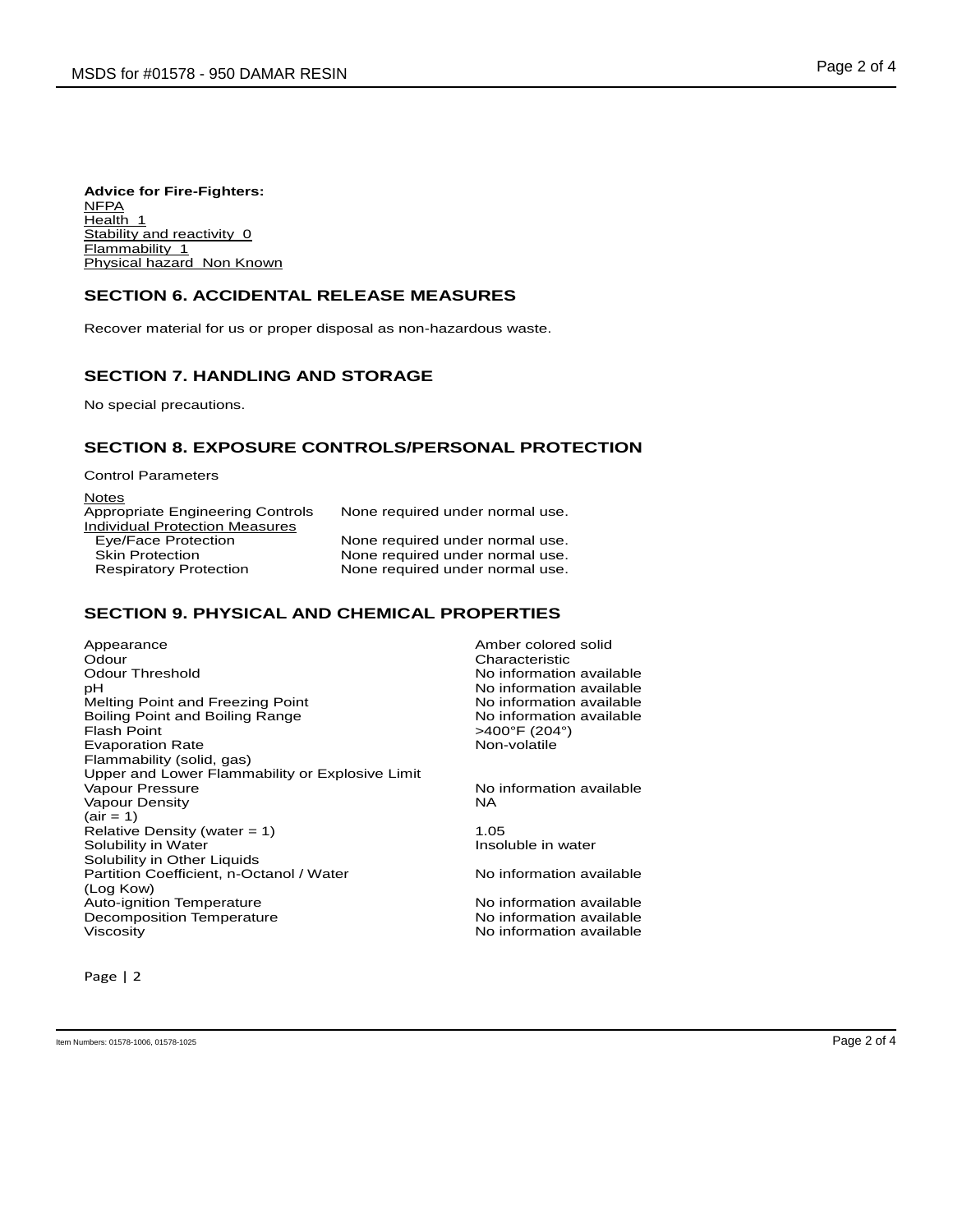**Advice for Fire-Fighters:**

NFPA
Health 1
Stability and reactivity 0
Flammability 1
Physical hazard Non Known

## SECTION 6. ACCIDENTAL RELEASE MEASURES

Recover material for us or proper disposal as non-hazardous waste.

## SECTION 7. HANDLING AND STORAGE

No special precautions.

## SECTION 8. EXPOSURE CONTROLS/PERSONAL PROTECTION

Control Parameters

Notes

| | |
|---|---|
| Appropriate Engineering Controls | None required under normal use. |
| Individual Protection Measures | |
| Eye/Face Protection | None required under normal use. |
| Skin Protection | None required under normal use. |
| Respiratory Protection | None required under normal use. |

## SECTION 9. PHYSICAL AND CHEMICAL PROPERTIES

| | |
|---|---|
| Appearance | Amber colored solid |
| Odour | Characteristic |
| Odour Threshold | No information available |
| pH | No information available |
| Melting Point and Freezing Point | No information available |
| Boiling Point and Boiling Range | No information available |
| Flash Point | >400°F (204°) |
| Evaporation Rate | Non-volatile |
| Flammability (solid, gas) | |
| Upper and Lower Flammability or Explosive Limit | |
| Vapour Pressure | No information available |
| Vapour Density (air = 1) | NA |
| Relative Density (water = 1) | 1.05 |
| Solubility in Water | Insoluble in water |
| Solubility in Other Liquids | |
| Partition Coefficient, n-Octanol / Water (Log Kow) | No information available |
| Auto-ignition Temperature | No information available |
| Decomposition Temperature | No information available |
| Viscosity | No information available |

Item Numbers: 01578-1006, 01578-1025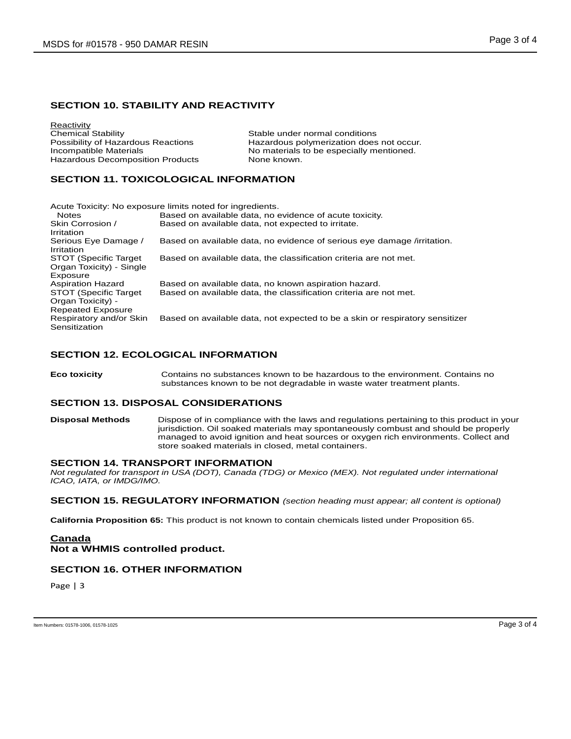## SECTION 10. STABILITY AND REACTIVITY

| Reactivity | |
|---|---|
| Chemical Stability | Stable under normal conditions |
| Possibility of Hazardous Reactions | Hazardous polymerization does not occur. |
| Incompatible Materials | No materials to be especially mentioned. |
| Hazardous Decomposition Products | None known. |

## SECTION 11. TOXICOLOGICAL INFORMATION

Acute Toxicity: No exposure limits noted for ingredients.

| | |
|---|---|
| Notes | Based on available data, no evidence of acute toxicity. |
| Skin Corrosion / Irritation | Based on available data, not expected to irritate. |
| Serious Eye Damage / Irritation | Based on available data, no evidence of serious eye damage /irritation. |
| STOT (Specific Target Organ Toxicity) - Single Exposure | Based on available data, the classification criteria are not met. |
| Aspiration Hazard | Based on available data, no known aspiration hazard. |
| STOT (Specific Target Organ Toxicity) - Repeated Exposure | Based on available data, the classification criteria are not met. |
| Respiratory and/or Skin Sensitization | Based on available data, not expected to be a skin or respiratory sensitizer |

## SECTION 12. ECOLOGICAL INFORMATION

**Eco toxicity** Contains no substances known to be hazardous to the environment. Contains no substances known to be not degradable in waste water treatment plants.

## SECTION 13. DISPOSAL CONSIDERATIONS

**Disposal Methods** Dispose of in compliance with the laws and regulations pertaining to this product in your jurisdiction. Oil soaked materials may spontaneously combust and should be properly managed to avoid ignition and heat sources or oxygen rich environments. Collect and store soaked materials in closed, metal containers.

## SECTION 14. TRANSPORT INFORMATION

*Not regulated for transport in USA (DOT), Canada (TDG) or Mexico (MEX). Not regulated under international ICAO, IATA, or IMDG/IMO.*

## SECTION 15. REGULATORY INFORMATION *(section heading must appear; all content is optional)*

**California Proposition 65:** This product is not known to contain chemicals listed under Proposition 65.

**Canada**

**Not a WHMIS controlled product.**

## SECTION 16. OTHER INFORMATION

Item Numbers: 01578-1006, 01578-1025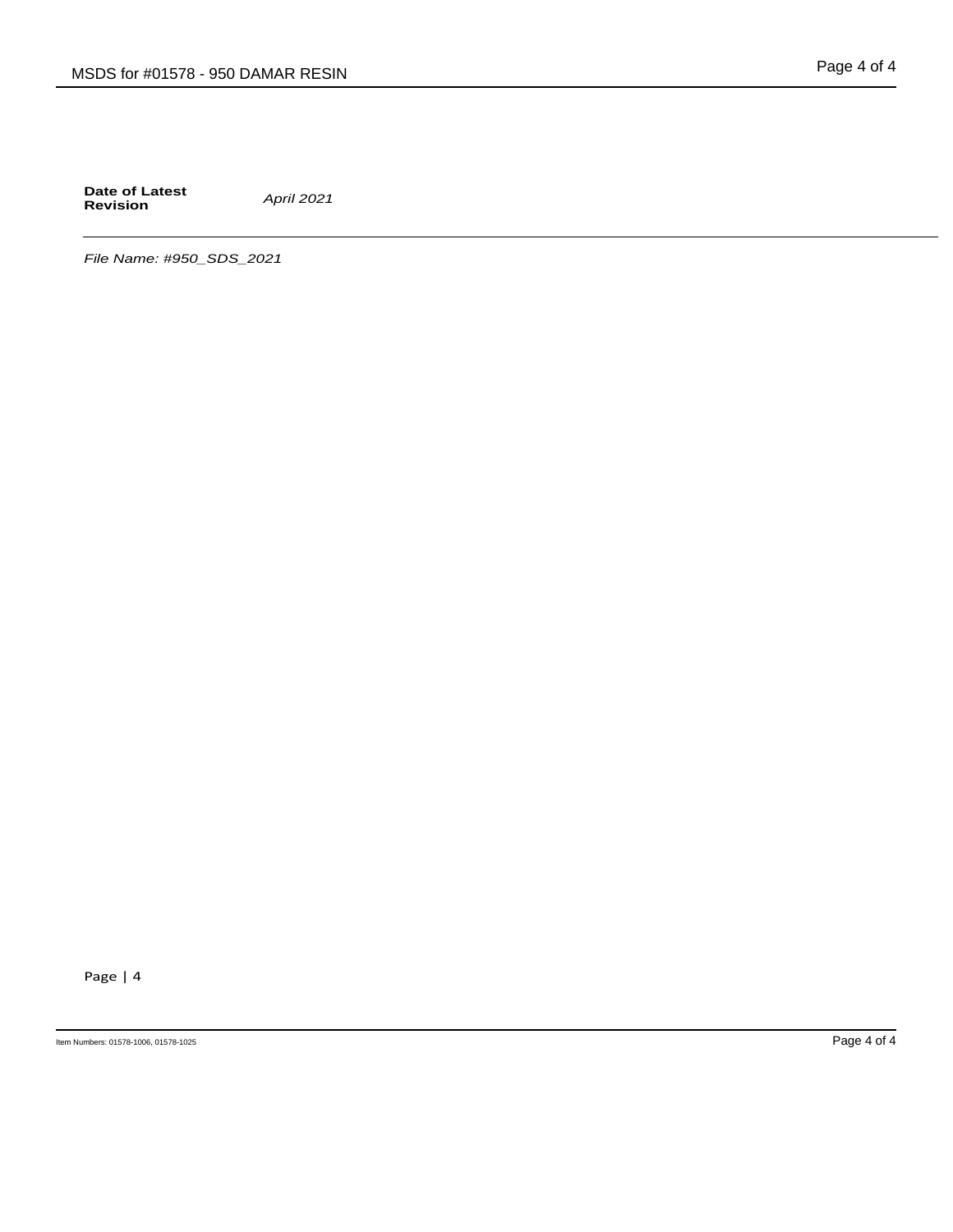| | |
|---|---|
| **Date of Latest Revision** | *April 2021* |

---

*File Name: #950_SDS_2021*